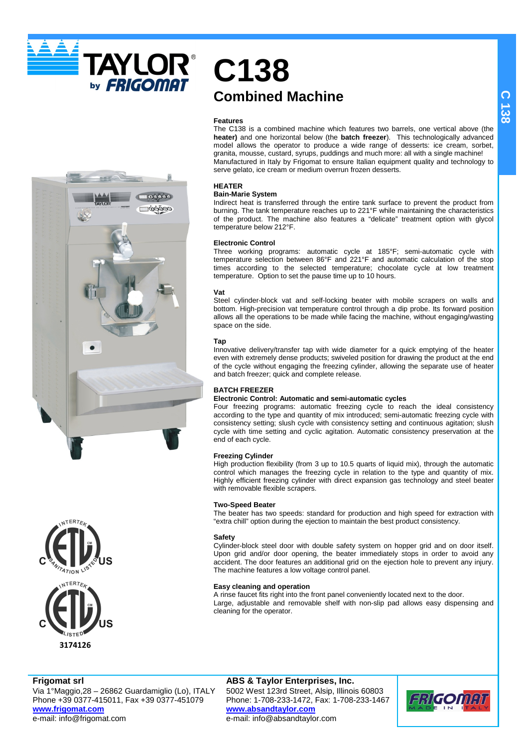# C138

## Combined Machine

### Features

The C138 is a combined machine which features two barrels, one vertical above (the **heater)** and one horizontal below (the **batch freezer**). This technologically advanced model allows the operator to produce a wide range of desserts: ice cream, sorbet, granita, mousse, custard, syrups, puddings and much more: all with a single machine!
Manufactured in Italy by Frigomat to ensure Italian equipment quality and technology to serve gelato, ice cream or medium overrun frozen desserts.

### HEATER

#### Bain-Marie System

Indirect heat is transferred through the entire tank surface to prevent the product from burning. The tank temperature reaches up to 221°F while maintaining the characteristics of the product. The machine also features a "delicate" treatment option with glycol temperature below 212°F.

#### Electronic Control

Three working programs: automatic cycle at 185°F; semi-automatic cycle with temperature selection between 86°F and 221°F and automatic calculation of the stop times according to the selected temperature; chocolate cycle at low treatment temperature. Option to set the pause time up to 10 hours.

#### Vat

Steel cylinder-block vat and self-locking beater with mobile scrapers on walls and bottom. High-precision vat temperature control through a dip probe. Its forward position allows all the operations to be made while facing the machine, without engaging/wasting space on the side.

#### Tap

Innovative delivery/transfer tap with wide diameter for a quick emptying of the heater even with extremely dense products; swiveled position for drawing the product at the end of the cycle without engaging the freezing cylinder, allowing the separate use of heater and batch freezer; quick and complete release.

### BATCH FREEZER

#### Electronic Control: Automatic and semi-automatic cycles

Four freezing programs: automatic freezing cycle to reach the ideal consistency according to the type and quantity of mix introduced; semi-automatic freezing cycle with consistency setting; slush cycle with consistency setting and continuous agitation; slush cycle with time setting and cyclic agitation. Automatic consistency preservation at the end of each cycle.

#### Freezing Cylinder

High production flexibility (from 3 up to 10.5 quarts of liquid mix), through the automatic control which manages the freezing cycle in relation to the type and quantity of mix. Highly efficient freezing cylinder with direct expansion gas technology and steel beater with removable flexible scrapers.

#### Two-Speed Beater

The beater has two speeds: standard for production and high speed for extraction with "extra chill" option during the ejection to maintain the best product consistency.

#### Safety

Cylinder-block steel door with double safety system on hopper grid and on door itself. Upon grid and/or door opening, the beater immediately stops in order to avoid any accident. The door features an additional grid on the ejection hole to prevent any injury. The machine features a low voltage control panel.

#### Easy cleaning and operation

A rinse faucet fits right into the front panel conveniently located next to the door.
Large, adjustable and removable shelf with non-slip pad allows easy dispensing and cleaning for the operator.

3174126

**Frigomat srl**
Via 1°Maggio,28 – 26862 Guardamiglio (Lo), ITALY
Phone +39 0377-415011, Fax +39 0377-451079
**www.frigomat.com**
e-mail: info@frigomat.com

**ABS & Taylor Enterprises, Inc.**
5002 West 123rd Street, Alsip, Illinois 60803
Phone: 1-708-233-1472, Fax: 1-708-233-1467
**www.absandtaylor.com**
e-mail: info@absandtaylor.com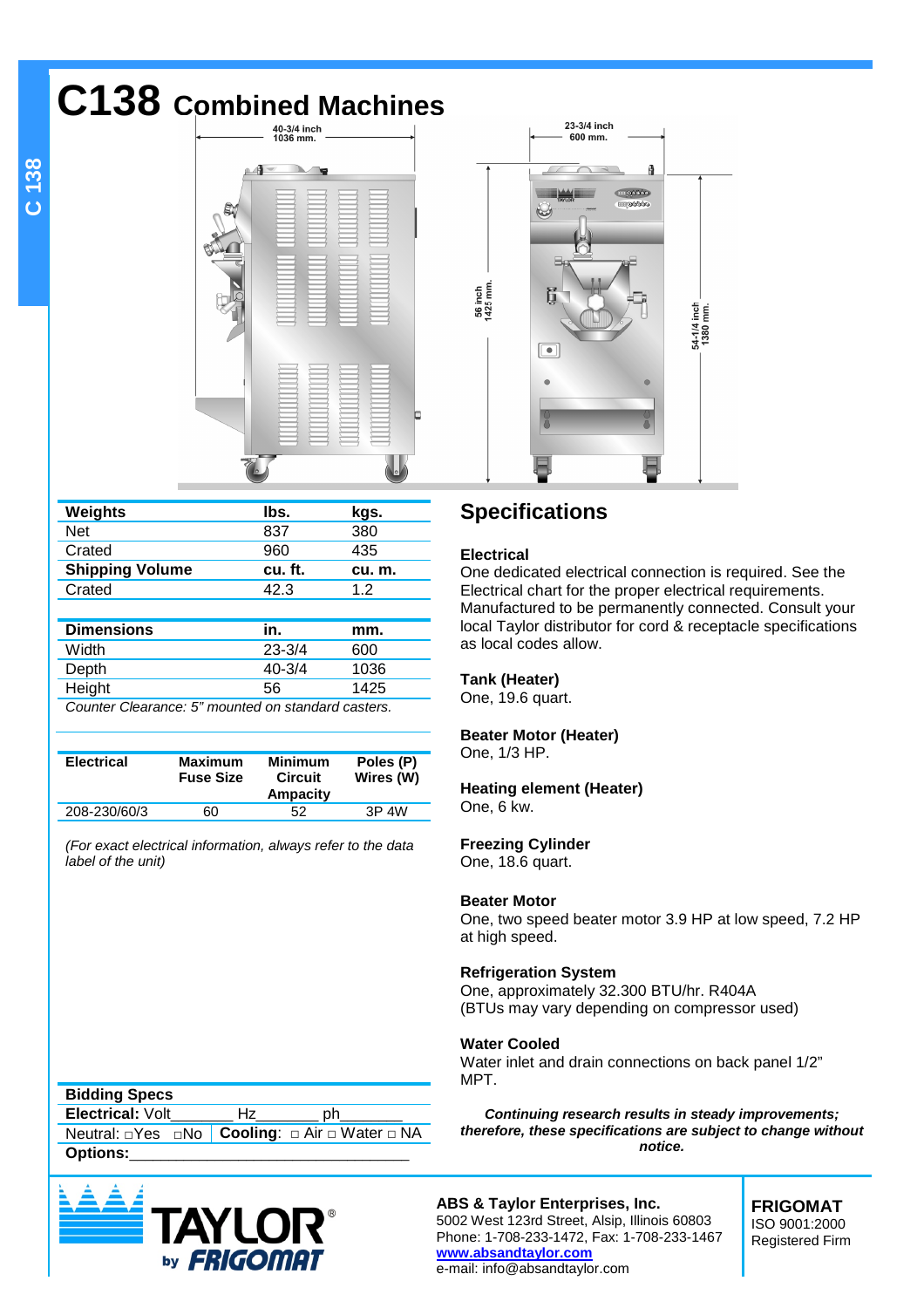# C138 Combined Machines

40-3/4 inch
1036 mm.

23-3/4 inch
600 mm.

56 inch
1425 mm.

54-1/4 inch
1380 mm.

| Weights | lbs. | kgs. |
|---|---|---|
| Net | 837 | 380 |
| Crated | 960 | 435 |
| **Shipping Volume** | **cu. ft.** | **cu. m.** |
| Crated | 42.3 | 1.2 |

| Dimensions | in. | mm. |
|---|---|---|
| Width | 23-3/4 | 600 |
| Depth | 40-3/4 | 1036 |
| Height | 56 | 1425 |

*Counter Clearance: 5" mounted on standard casters.*

| Electrical | Maximum Fuse Size | Minimum Circuit Ampacity | Poles (P) Wires (W) |
|---|---|---|---|
| 208-230/60/3 | 60 | 52 | 3P 4W |

*(For exact electrical information, always refer to the data label of the unit)*

## Specifications

**Electrical**
One dedicated electrical connection is required. See the Electrical chart for the proper electrical requirements. Manufactured to be permanently connected. Consult your local Taylor distributor for cord & receptacle specifications as local codes allow.

**Tank (Heater)**
One, 19.6 quart.

**Beater Motor (Heater)**
One, 1/3 HP.

**Heating element (Heater)**
One, 6 kw.

**Freezing Cylinder**
One, 18.6 quart.

**Beater Motor**
One, two speed beater motor 3.9 HP at low speed, 7.2 HP at high speed.

**Refrigeration System**
One, approximately 32.300 BTU/hr. R404A
(BTUs may vary depending on compressor used)

**Water Cooled**
Water inlet and drain connections on back panel 1/2" MPT.

***Continuing research results in steady improvements; therefore, these specifications are subject to change without notice.***

**Bidding Specs**

**Electrical:** Volt_______ Hz_______ ph_______

Neutral: □Yes □No | **Cooling**: □ Air □ Water □ NA

**Options:**_______________________________

TAYLOR® by FRIGOMAT

**ABS & Taylor Enterprises, Inc.**
5002 West 123rd Street, Alsip, Illinois 60803
Phone: 1-708-233-1472, Fax: 1-708-233-1467
www.absandtaylor.com
e-mail: info@absandtaylor.com

**FRIGOMAT**
ISO 9001:2000
Registered Firm